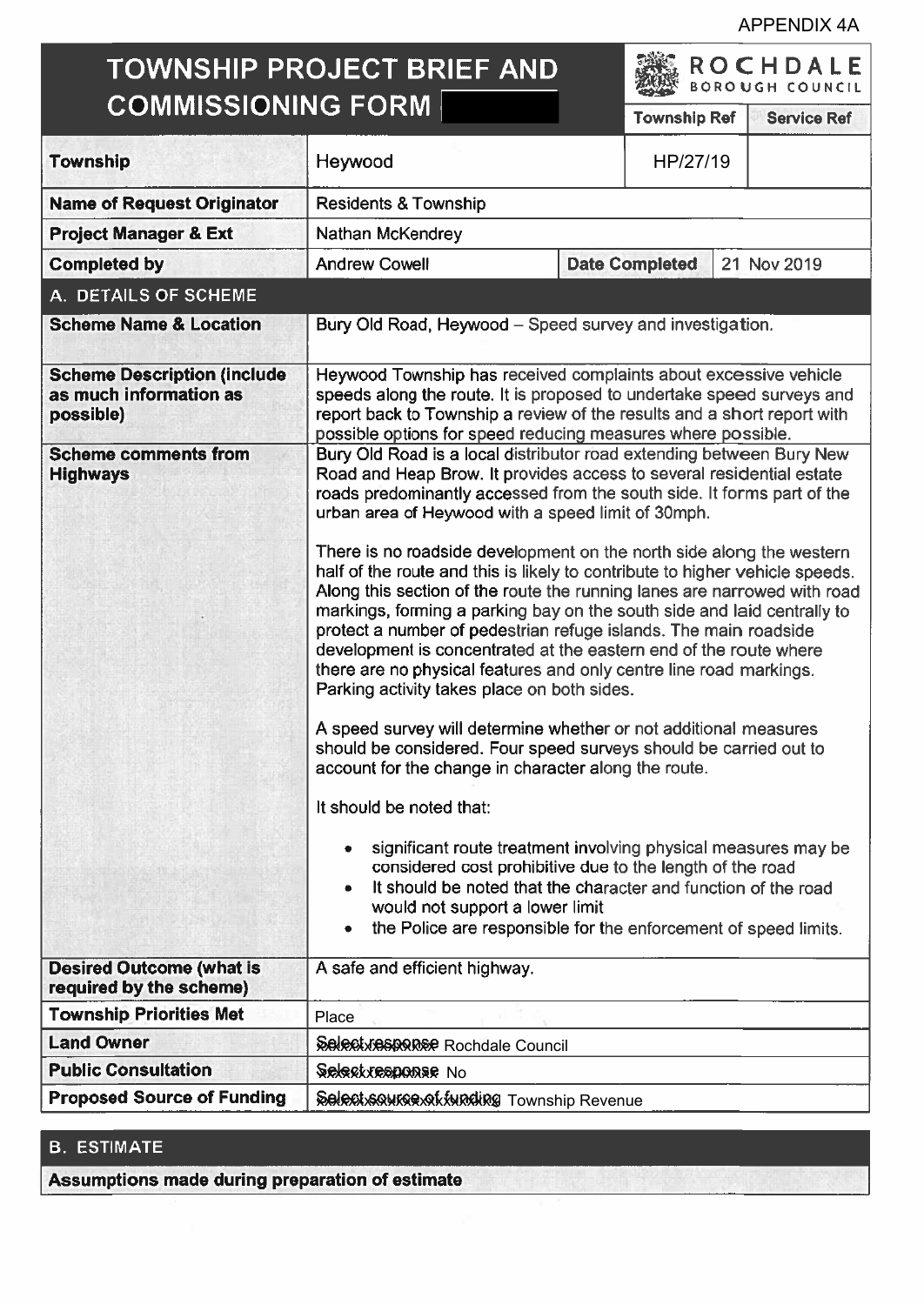APPENDIX 4A

# TOWNSHIP PROJECT BRIEF AND COMMISSIONING FORM

ROCHDALE BOROUGH COUNCIL

| | | | Township Ref | Service Ref |
|---|---|---|---|---|
| **Township** | Heywood | | HP/27/19 | |
| **Name of Request Originator** | Residents & Township | | | |
| **Project Manager & Ext** | Nathan McKendrey | | | |
| **Completed by** | Andrew Cowell | **Date Completed** | 21 Nov 2019 | |

## A. DETAILS OF SCHEME

| | |
|---|---|
| **Scheme Name & Location** | Bury Old Road, Heywood – Speed survey and investigation. |
| **Scheme Description (include as much information as possible)** | Heywood Township has received complaints about excessive vehicle speeds along the route. It is proposed to undertake speed surveys and report back to Township a review of the results and a short report with possible options for speed reducing measures where possible. |
| **Scheme comments from Highways** | Bury Old Road is a local distributor road extending between Bury New Road and Heap Brow. It provides access to several residential estate roads predominantly accessed from the south side. It forms part of the urban area of Heywood with a speed limit of 30mph.<br><br>There is no roadside development on the north side along the western half of the route and this is likely to contribute to higher vehicle speeds. Along this section of the route the running lanes are narrowed with road markings, forming a parking bay on the south side and laid centrally to protect a number of pedestrian refuge islands. The main roadside development is concentrated at the eastern end of the route where there are no physical features and only centre line road markings. Parking activity takes place on both sides.<br><br>A speed survey will determine whether or not additional measures should be considered. Four speed surveys should be carried out to account for the change in character along the route.<br><br>It should be noted that:<br><br>• significant route treatment involving physical measures may be considered cost prohibitive due to the length of the road<br>• It should be noted that the character and function of the road would not support a lower limit<br>• the Police are responsible for the enforcement of speed limits. |
| **Desired Outcome (what is required by the scheme)** | A safe and efficient highway. |
| **Township Priorities Met** | Place |
| **Land Owner** | Rochdale Council |
| **Public Consultation** | No |
| **Proposed Source of Funding** | Township Revenue |

## B. ESTIMATE

**Assumptions made during preparation of estimate**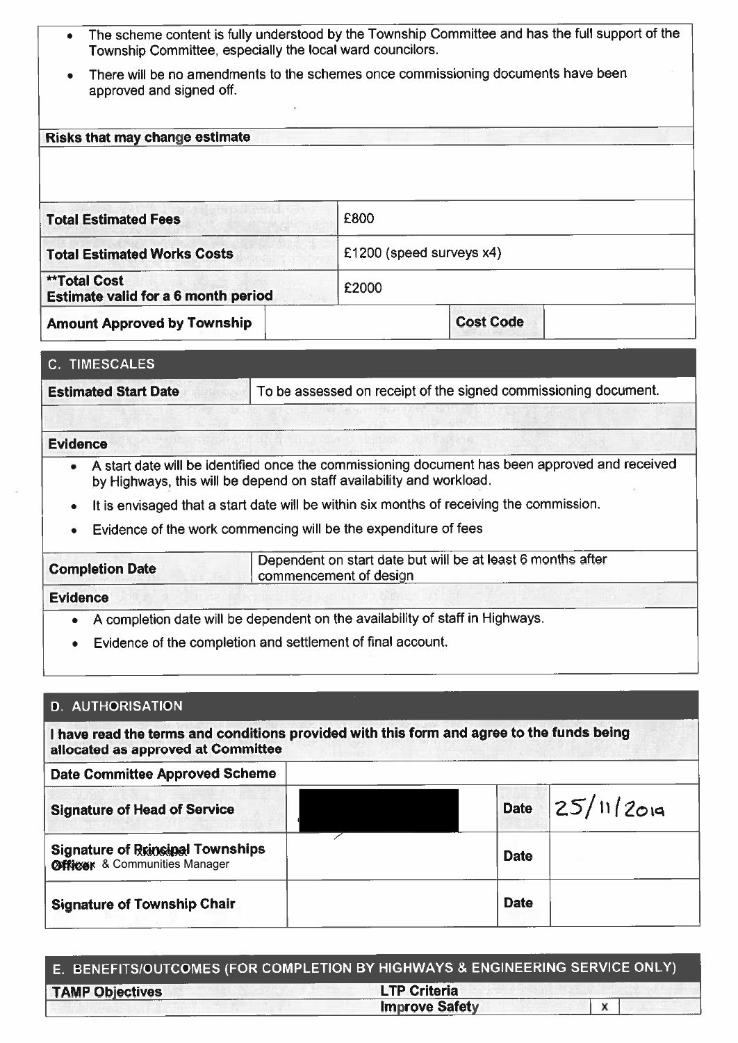- The scheme content is fully understood by the Township Committee and has the full support of the Township Committee, especially the local ward councilors.
- There will be no amendments to the schemes once commissioning documents have been approved and signed off.

| **Risks that may change estimate** | | | |
|---|---|---|---|
| | | | |
| **Total Estimated Fees** | £800 | | |
| **Total Estimated Works Costs** | £1200 (speed surveys x4) | | |
| **\*\*Total Cost** **Estimate valid for a 6 month period** | £2000 | | |
| **Amount Approved by Township** | | **Cost Code** | |

## C. TIMESCALES

| **Estimated Start Date** | To be assessed on receipt of the signed commissioning document. |
|---|---|

**Evidence**

- A start date will be identified once the commissioning document has been approved and received by Highways, this will be depend on staff availability and workload.
- It is envisaged that a start date will be within six months of receiving the commission.
- Evidence of the work commencing will be the expenditure of fees

| **Completion Date** | Dependent on start date but will be at least 6 months after commencement of design |
|---|---|

**Evidence**

- A completion date will be dependent on the availability of staff in Highways.
- Evidence of the completion and settlement of final account.

## D. AUTHORISATION

**I have read the terms and conditions provided with this form and agree to the funds being allocated as approved at Committee**

| **Date Committee Approved Scheme** | | | |
|---|---|---|---|
| **Signature of Head of Service** | [redacted] | **Date** | 25/11/2019 |
| **Signature of Principal Townships Officer** XXXXXXX & Communities Manager | | **Date** | |
| **Signature of Township Chair** | | **Date** | |

## E. BENEFITS/OUTCOMES (FOR COMPLETION BY HIGHWAYS & ENGINEERING SERVICE ONLY)

| **TAMP Objectives** | **LTP Criteria** | |
|---|---|---|
| | **Improve Safety** | x |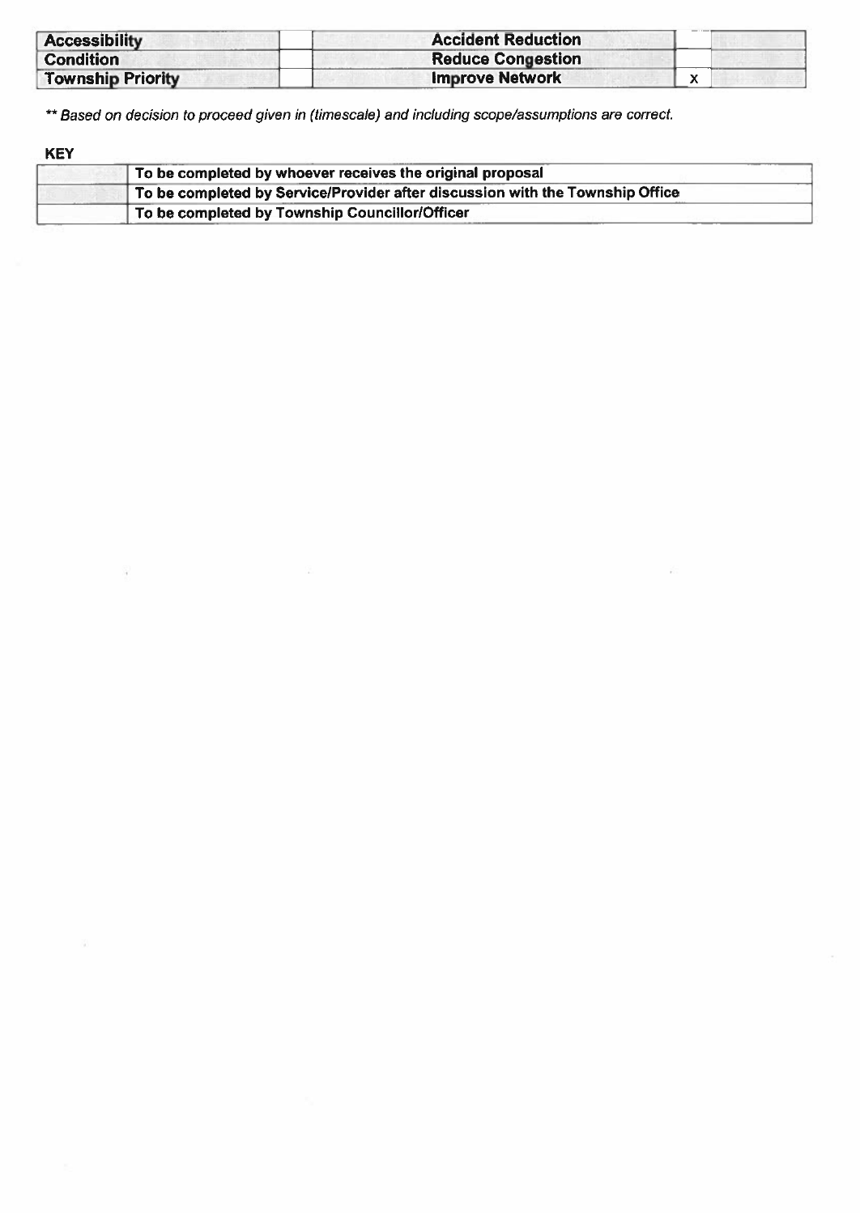| | | | | |
|---|---|---|---|---|
| **Accessibility** | | **Accident Reduction** | | |
| **Condition** | | **Reduce Congestion** | | |
| **Township Priority** | | **Improve Network** | x | |

*** Based on decision to proceed given in (timescale) and including scope/assumptions are correct.*

**KEY**

| | |
|---|---|
| | **To be completed by whoever receives the original proposal** |
| | **To be completed by Service/Provider after discussion with the Township Office** |
| | **To be completed by Township Councillor/Officer** |